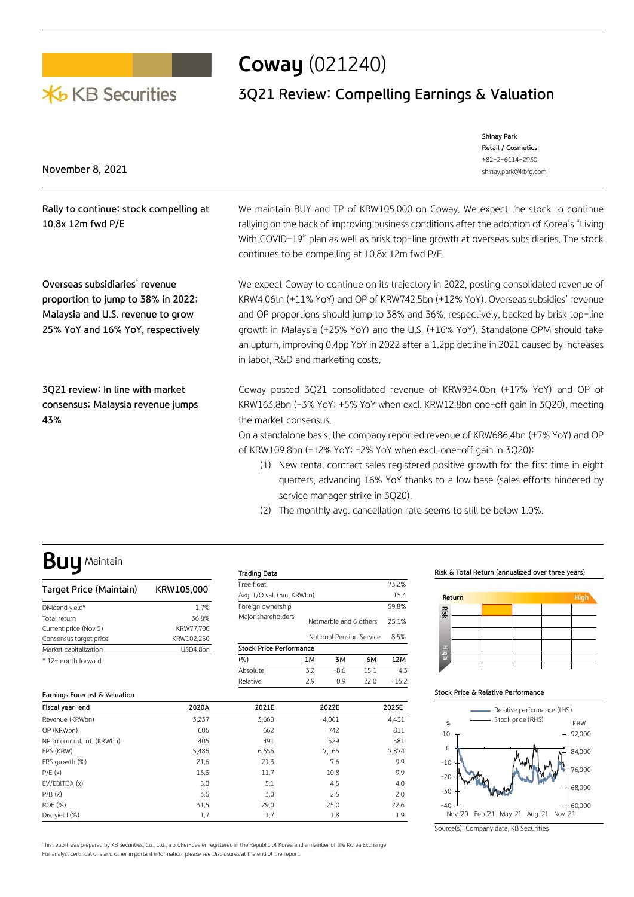# Coway (021240)

## 3Q21 Review: Compelling Earnings & Valuation

KB Securities

November 8, 2021

Shinay Park
Retail / Cosmetics
+82-2-6114-2930
shinay.park@kbfg.com

**Rally to continue; stock compelling at 10.8x 12m fwd P/E**

We maintain BUY and TP of KRW105,000 on Coway. We expect the stock to continue rallying on the back of improving business conditions after the adoption of Korea's "Living With COVID-19" plan as well as brisk top-line growth at overseas subsidiaries. The stock continues to be compelling at 10.8x 12m fwd P/E.

**Overseas subsidiaries' revenue proportion to jump to 38% in 2022; Malaysia and U.S. revenue to grow 25% YoY and 16% YoY, respectively**

We expect Coway to continue on its trajectory in 2022, posting consolidated revenue of KRW4.06tn (+11% YoY) and OP of KRW742.5bn (+12% YoY). Overseas subsidies' revenue and OP proportions should jump to 38% and 36%, respectively, backed by brisk top-line growth in Malaysia (+25% YoY) and the U.S. (+16% YoY). Standalone OPM should take an upturn, improving 0.4pp YoY in 2022 after a 1.2pp decline in 2021 caused by increases in labor, R&D and marketing costs.

**3Q21 review: In line with market consensus; Malaysia revenue jumps 43%**

Coway posted 3Q21 consolidated revenue of KRW934.0bn (+17% YoY) and OP of KRW163.8bn (-3% YoY; +5% YoY when excl. KRW12.8bn one-off gain in 3Q20), meeting the market consensus.

On a standalone basis, the company reported revenue of KRW686.4bn (+7% YoY) and OP of KRW109.8bn (-12% YoY; -2% YoY when excl. one-off gain in 3Q20):

1. New rental contract sales registered positive growth for the first time in eight quarters, advancing 16% YoY thanks to a low base (sales efforts hindered by service manager strike in 3Q20).
2. The monthly avg. cancellation rate seems to still be below 1.0%.

# Buy Maintain

| Target Price (Maintain) | KRW105,000 |
|---|---|
| Dividend yield* | 1.7% |
| Total return | 36.8% |
| Current price (Nov 5) | KRW77,700 |
| Consensus target price | KRW102,250 |
| Market capitalization | USD4.8bn |

\* 12-month forward

**Trading Data**

| | | |
|---|---|---|
| Free float | | 73.2% |
| Avg. T/O val. (3m, KRWbn) | | 15.4 |
| Foreign ownership | | 59.8% |
| Major shareholders | Netmarble and 6 others | 25.1% |
| | National Pension Service | 8.5% |

**Stock Price Performance**

| (%) | 1M | 3M | 6M | 12M |
|---|---|---|---|---|
| Absolute | 3.2 | -8.6 | 15.1 | 4.3 |
| Relative | 2.9 | 0.9 | 22.0 | -15.2 |

**Risk & Total Return (annualized over three years)**

**Stock Price & Relative Performance**

Source(s): Company data, KB Securities

**Earnings Forecast & Valuation**

| Fiscal year-end | 2020A | 2021E | 2022E | 2023E |
|---|---|---|---|---|
| Revenue (KRWbn) | 3,237 | 3,660 | 4,061 | 4,431 |
| OP (KRWbn) | 606 | 662 | 742 | 811 |
| NP to control. int. (KRWbn) | 405 | 491 | 529 | 581 |
| EPS (KRW) | 5,486 | 6,656 | 7,165 | 7,874 |
| EPS growth (%) | 21.6 | 21.3 | 7.6 | 9.9 |
| P/E (x) | 13.3 | 11.7 | 10.8 | 9.9 |
| EV/EBITDA (x) | 5.0 | 5.1 | 4.5 | 4.0 |
| P/B (x) | 3.6 | 3.0 | 2.5 | 2.0 |
| ROE (%) | 31.5 | 29.0 | 25.0 | 22.6 |
| Div. yield (%) | 1.7 | 1.7 | 1.8 | 1.9 |

This report was prepared by KB Securities, Co., Ltd., a broker-dealer registered in the Republic of Korea and a member of the Korea Exchange.
For analyst certifications and other important information, please see Disclosures at the end of the report.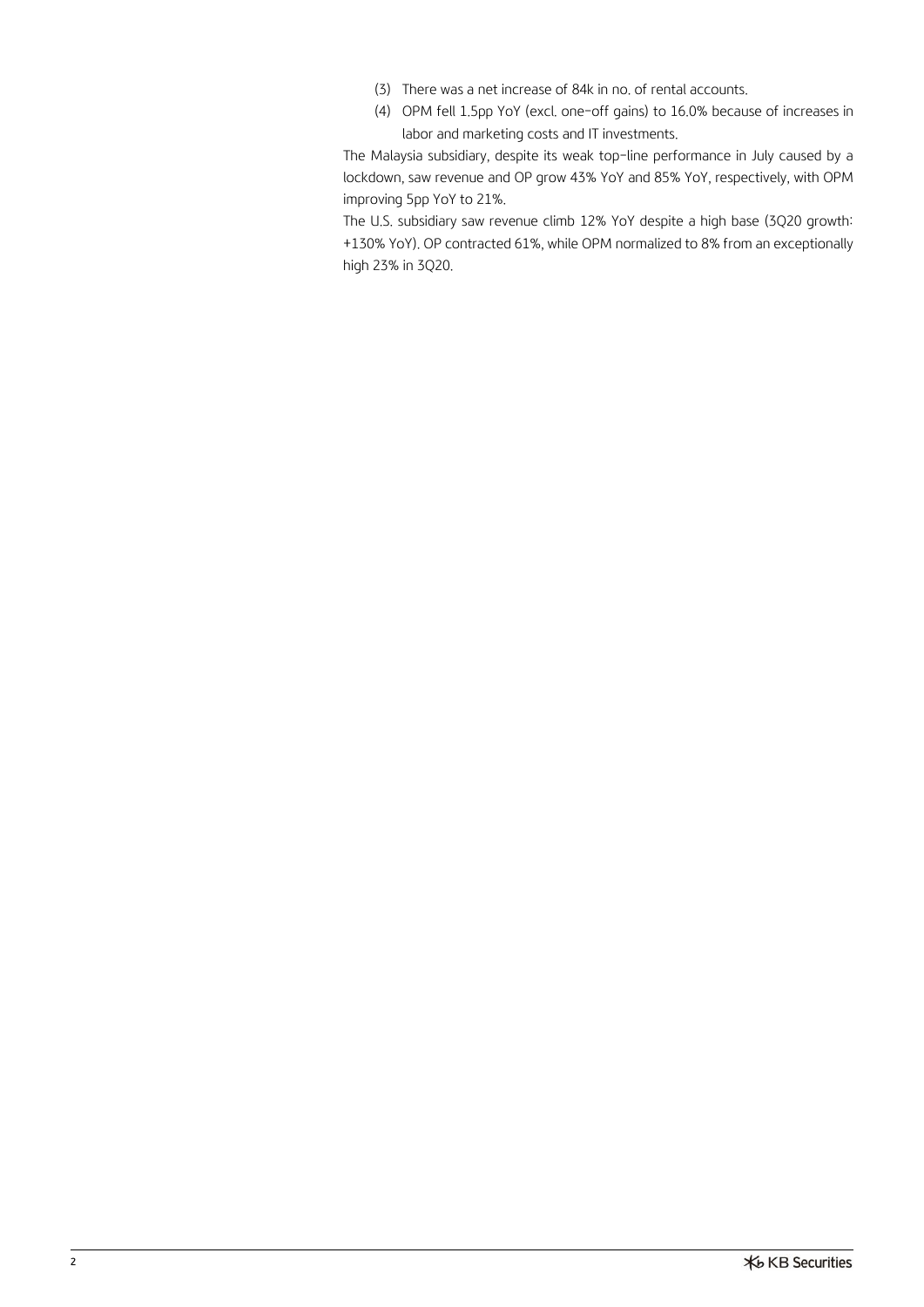(3) There was a net increase of 84k in no. of rental accounts.

(4) OPM fell 1.5pp YoY (excl. one-off gains) to 16.0% because of increases in labor and marketing costs and IT investments.

The Malaysia subsidiary, despite its weak top-line performance in July caused by a lockdown, saw revenue and OP grow 43% YoY and 85% YoY, respectively, with OPM improving 5pp YoY to 21%.

The U.S. subsidiary saw revenue climb 12% YoY despite a high base (3Q20 growth: +130% YoY). OP contracted 61%, while OPM normalized to 8% from an exceptionally high 23% in 3Q20.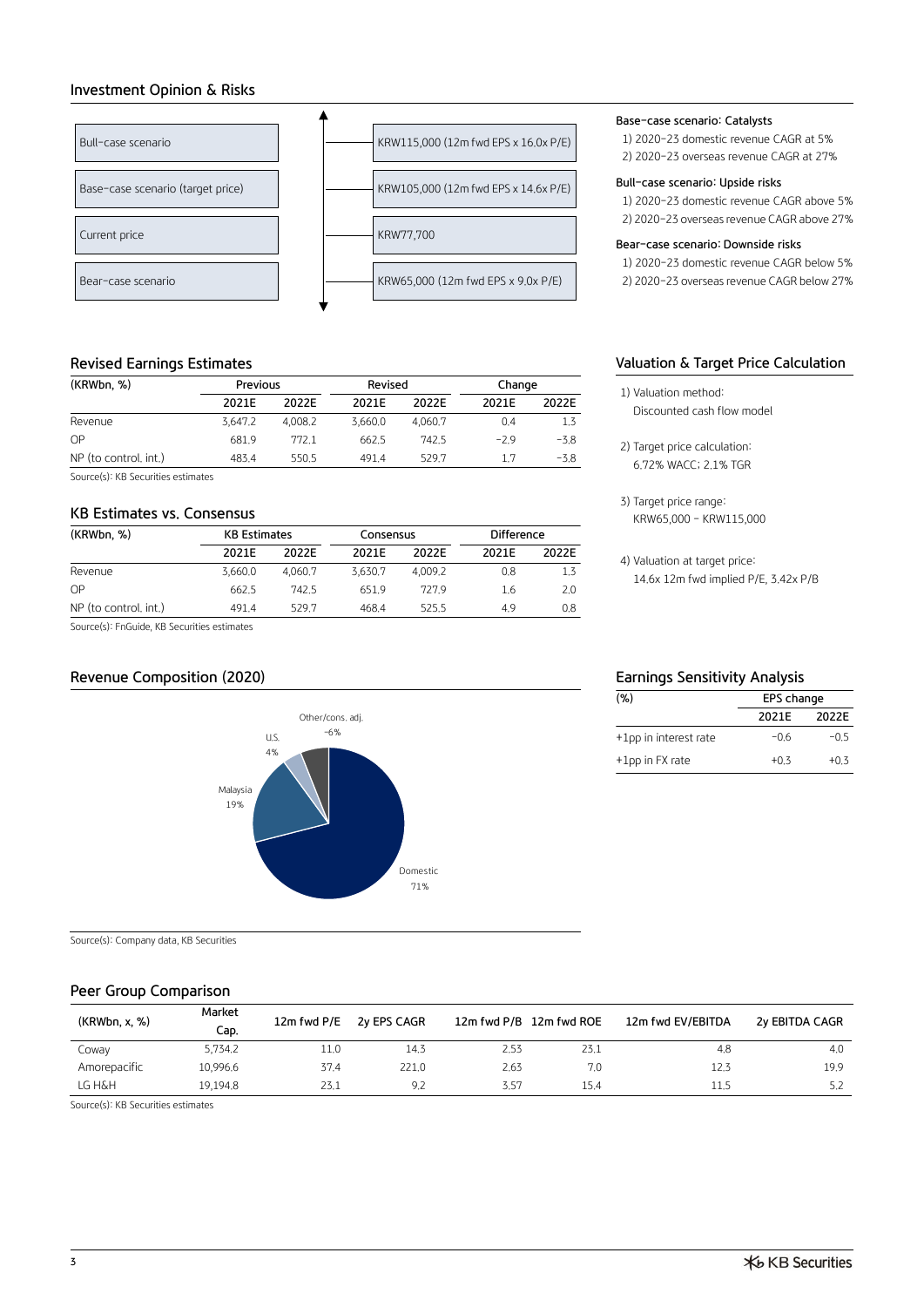## Investment Opinion & Risks

| Scenario | Price |
|---|---|
| Bull-case scenario | KRW115,000 (12m fwd EPS x 16.0x P/E) |
| Base-case scenario (target price) | KRW105,000 (12m fwd EPS x 14.6x P/E) |
| Current price | KRW77,700 |
| Bear-case scenario | KRW65,000 (12m fwd EPS x 9.0x P/E) |

**Base-case scenario: Catalysts**
1) 2020-23 domestic revenue CAGR at 5%
2) 2020-23 overseas revenue CAGR at 27%

**Bull-case scenario: Upside risks**
1) 2020-23 domestic revenue CAGR above 5%
2) 2020-23 overseas revenue CAGR above 27%

**Bear-case scenario: Downside risks**
1) 2020-23 domestic revenue CAGR below 5%
2) 2020-23 overseas revenue CAGR below 27%

## Revised Earnings Estimates

| (KRWbn, %) | Previous | | Revised | | Change | |
|---|---|---|---|---|---|---|
| | 2021E | 2022E | 2021E | 2022E | 2021E | 2022E |
| Revenue | 3,647.2 | 4,008.2 | 3,660.0 | 4,060.7 | 0.4 | 1.3 |
| OP | 681.9 | 772.1 | 662.5 | 742.5 | -2.9 | -3.8 |
| NP (to control. int.) | 483.4 | 550.5 | 491.4 | 529.7 | 1.7 | -3.8 |

Source(s): KB Securities estimates

## Valuation & Target Price Calculation

1) Valuation method:
Discounted cash flow model

2) Target price calculation:
6.72% WACC; 2.1% TGR

3) Target price range:
KRW65,000 - KRW115,000

4) Valuation at target price:
14.6x 12m fwd implied P/E, 3.42x P/B

## KB Estimates vs. Consensus

| (KRWbn, %) | KB Estimates | | Consensus | | Difference | |
|---|---|---|---|---|---|---|
| | 2021E | 2022E | 2021E | 2022E | 2021E | 2022E |
| Revenue | 3,660.0 | 4,060.7 | 3,630.7 | 4,009.2 | 0.8 | 1.3 |
| OP | 662.5 | 742.5 | 651.9 | 727.9 | 1.6 | 2.0 |
| NP (to control. int.) | 491.4 | 529.7 | 468.4 | 525.5 | 4.9 | 0.8 |

Source(s): FnGuide, KB Securities estimates

## Revenue Composition (2020)

| Segment | Share |
|---|---|
| Domestic | 71% |
| Malaysia | 19% |
| U.S. | 4% |
| Other/cons. adj. | -6% |

Source(s): Company data, KB Securities

## Earnings Sensitivity Analysis

| (%) | EPS change | |
|---|---|---|
| | 2021E | 2022E |
| +1pp in interest rate | -0.6 | -0.5 |
| +1pp in FX rate | +0.3 | +0.3 |

## Peer Group Comparison

| (KRWbn, x, %) | Market Cap. | 12m fwd P/E | 2y EPS CAGR | 12m fwd P/B | 12m fwd ROE | 12m fwd EV/EBITDA | 2y EBITDA CAGR |
|---|---|---|---|---|---|---|---|
| Coway | 5,734.2 | 11.0 | 14.3 | 2.53 | 23.1 | 4.8 | 4.0 |
| Amorepacific | 10,996.6 | 37.4 | 221.0 | 2.63 | 7.0 | 12.3 | 19.9 |
| LG H&H | 19,194.8 | 23.1 | 9.2 | 3.57 | 15.4 | 11.5 | 5.2 |

Source(s): KB Securities estimates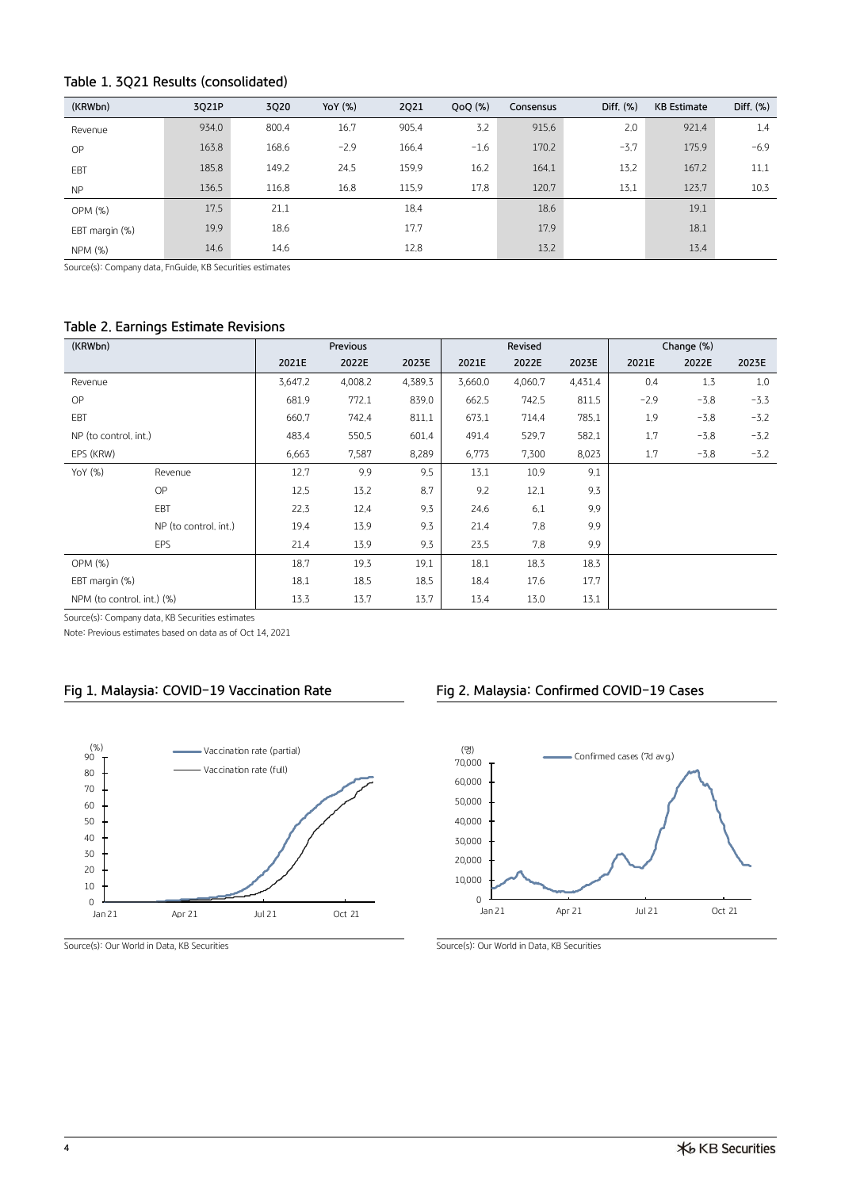### Table 1. 3Q21 Results (consolidated)

| (KRWbn) | 3Q21P | 3Q20 | YoY (%) | 2Q21 | QoQ (%) | Consensus | Diff. (%) | KB Estimate | Diff. (%) |
|---|---|---|---|---|---|---|---|---|---|
| Revenue | 934.0 | 800.4 | 16.7 | 905.4 | 3.2 | 915.6 | 2.0 | 921.4 | 1.4 |
| OP | 163.8 | 168.6 | -2.9 | 166.4 | -1.6 | 170.2 | -3.7 | 175.9 | -6.9 |
| EBT | 185.8 | 149.2 | 24.5 | 159.9 | 16.2 | 164.1 | 13.2 | 167.2 | 11.1 |
| NP | 136.5 | 116.8 | 16.8 | 115.9 | 17.8 | 120.7 | 13.1 | 123.7 | 10.3 |
| OPM (%) | 17.5 | 21.1 | | 18.4 | | 18.6 | | 19.1 | |
| EBT margin (%) | 19.9 | 18.6 | | 17.7 | | 17.9 | | 18.1 | |
| NPM (%) | 14.6 | 14.6 | | 12.8 | | 13.2 | | 13.4 | |

Source(s): Company data, FnGuide, KB Securities estimates

### Table 2. Earnings Estimate Revisions

| (KRWbn) | | Previous | | | Revised | | | Change (%) | | |
|---|---|---|---|---|---|---|---|---|---|---|
| | | 2021E | 2022E | 2023E | 2021E | 2022E | 2023E | 2021E | 2022E | 2023E |
| Revenue | | 3,647.2 | 4,008.2 | 4,389.3 | 3,660.0 | 4,060.7 | 4,431.4 | 0.4 | 1.3 | 1.0 |
| OP | | 681.9 | 772.1 | 839.0 | 662.5 | 742.5 | 811.5 | -2.9 | -3.8 | -3.3 |
| EBT | | 660.7 | 742.4 | 811.1 | 673.1 | 714.4 | 785.1 | 1.9 | -3.8 | -3.2 |
| NP (to control. int.) | | 483.4 | 550.5 | 601.4 | 491.4 | 529.7 | 582.1 | 1.7 | -3.8 | -3.2 |
| EPS (KRW) | | 6,663 | 7,587 | 8,289 | 6,773 | 7,300 | 8,023 | 1.7 | -3.8 | -3.2 |
| YoY (%) | Revenue | 12.7 | 9.9 | 9.5 | 13.1 | 10.9 | 9.1 | | | |
| | OP | 12.5 | 13.2 | 8.7 | 9.2 | 12.1 | 9.3 | | | |
| | EBT | 22.3 | 12.4 | 9.3 | 24.6 | 6.1 | 9.9 | | | |
| | NP (to control. int.) | 19.4 | 13.9 | 9.3 | 21.4 | 7.8 | 9.9 | | | |
| | EPS | 21.4 | 13.9 | 9.3 | 23.5 | 7.8 | 9.9 | | | |
| OPM (%) | | 18.7 | 19.3 | 19.1 | 18.1 | 18.3 | 18.3 | | | |
| EBT margin (%) | | 18.1 | 18.5 | 18.5 | 18.4 | 17.6 | 17.7 | | | |
| NPM (to control. int.) (%) | | 13.3 | 13.7 | 13.7 | 13.4 | 13.0 | 13.1 | | | |

Source(s): Company data, KB Securities estimates

Note: Previous estimates based on data as of Oct 14, 2021

### Fig 1. Malaysia: COVID-19 Vaccination Rate

Source(s): Our World in Data, KB Securities

### Fig 2. Malaysia: Confirmed COVID-19 Cases

Source(s): Our World in Data, KB Securities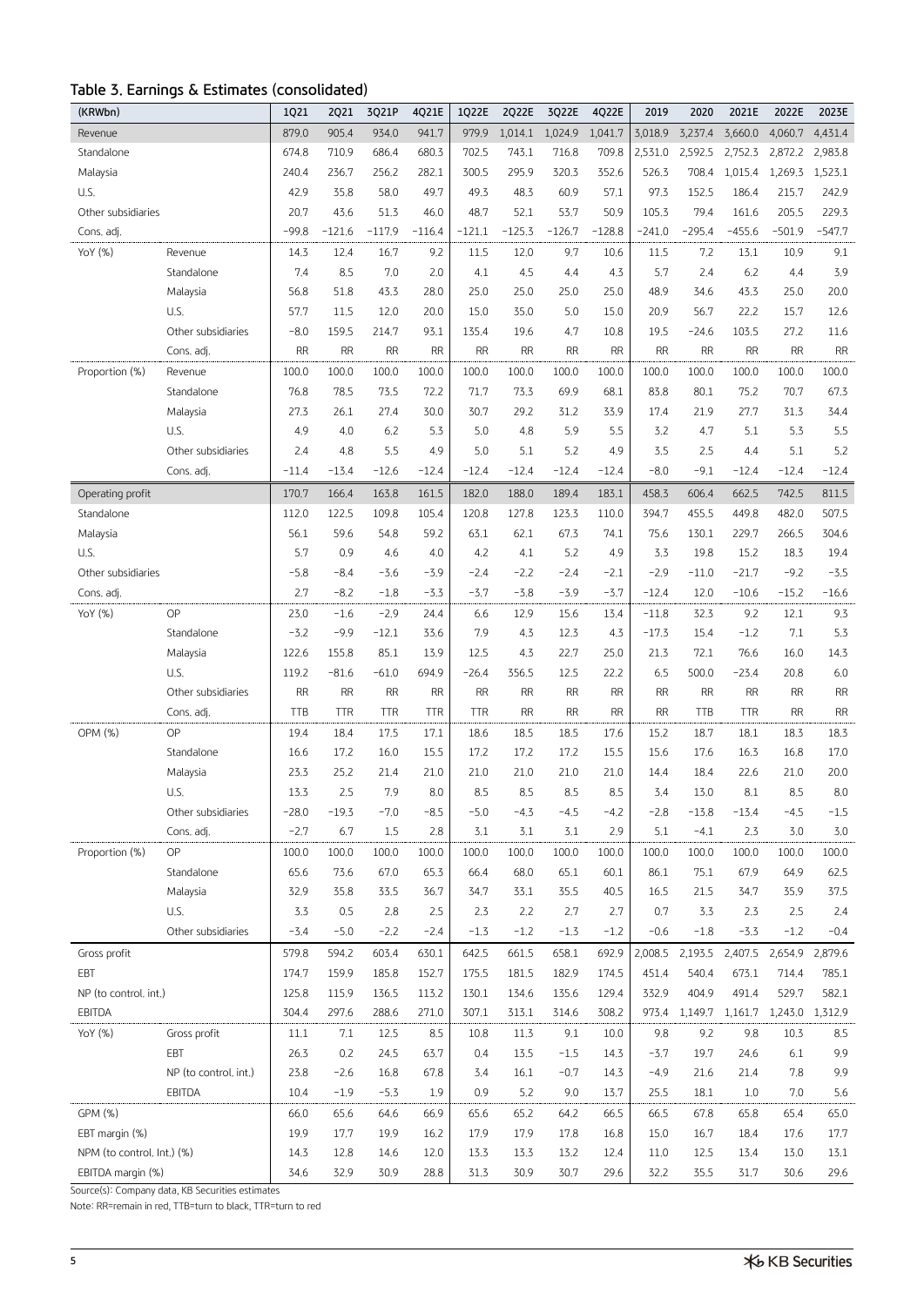## Table 3. Earnings & Estimates (consolidated)

| (KRWbn) | | 1Q21 | 2Q21 | 3Q21P | 4Q21E | 1Q22E | 2Q22E | 3Q22E | 4Q22E | 2019 | 2020 | 2021E | 2022E | 2023E |
|---|---|---|---|---|---|---|---|---|---|---|---|---|---|---|
| Revenue | | 879.0 | 905.4 | 934.0 | 941.7 | 979.9 | 1,014.1 | 1,024.9 | 1,041.7 | 3,018.9 | 3,237.4 | 3,660.0 | 4,060.7 | 4,431.4 |
| Standalone | | 674.8 | 710.9 | 686.4 | 680.3 | 702.5 | 743.1 | 716.8 | 709.8 | 2,531.0 | 2,592.5 | 2,752.3 | 2,872.2 | 2,983.8 |
| Malaysia | | 240.4 | 236.7 | 256.2 | 282.1 | 300.5 | 295.9 | 320.3 | 352.6 | 526.3 | 708.4 | 1,015.4 | 1,269.3 | 1,523.1 |
| U.S. | | 42.9 | 35.8 | 58.0 | 49.7 | 49.3 | 48.3 | 60.9 | 57.1 | 97.3 | 152.5 | 186.4 | 215.7 | 242.9 |
| Other subsidiaries | | 20.7 | 43.6 | 51.3 | 46.0 | 48.7 | 52.1 | 53.7 | 50.9 | 105.3 | 79.4 | 161.6 | 205.5 | 229.3 |
| Cons. adj. | | -99.8 | -121.6 | -117.9 | -116.4 | -121.1 | -125.3 | -126.7 | -128.8 | -241.0 | -295.4 | -455.6 | -501.9 | -547.7 |
| YoY (%) | Revenue | 14.3 | 12.4 | 16.7 | 9.2 | 11.5 | 12.0 | 9.7 | 10.6 | 11.5 | 7.2 | 13.1 | 10.9 | 9.1 |
| | Standalone | 7.4 | 8.5 | 7.0 | 2.0 | 4.1 | 4.5 | 4.4 | 4.3 | 5.7 | 2.4 | 6.2 | 4.4 | 3.9 |
| | Malaysia | 56.8 | 51.8 | 43.3 | 28.0 | 25.0 | 25.0 | 25.0 | 25.0 | 48.9 | 34.6 | 43.3 | 25.0 | 20.0 |
| | U.S. | 57.7 | 11.5 | 12.0 | 20.0 | 15.0 | 35.0 | 5.0 | 15.0 | 20.9 | 56.7 | 22.2 | 15.7 | 12.6 |
| | Other subsidiaries | -8.0 | 159.5 | 214.7 | 93.1 | 135.4 | 19.6 | 4.7 | 10.8 | 19.5 | -24.6 | 103.5 | 27.2 | 11.6 |
| | Cons. adj. | RR | RR | RR | RR | RR | RR | RR | RR | RR | RR | RR | RR | RR |
| Proportion (%) | Revenue | 100.0 | 100.0 | 100.0 | 100.0 | 100.0 | 100.0 | 100.0 | 100.0 | 100.0 | 100.0 | 100.0 | 100.0 | 100.0 |
| | Standalone | 76.8 | 78.5 | 73.5 | 72.2 | 71.7 | 73.3 | 69.9 | 68.1 | 83.8 | 80.1 | 75.2 | 70.7 | 67.3 |
| | Malaysia | 27.3 | 26.1 | 27.4 | 30.0 | 30.7 | 29.2 | 31.2 | 33.9 | 17.4 | 21.9 | 27.7 | 31.3 | 34.4 |
| | U.S. | 4.9 | 4.0 | 6.2 | 5.3 | 5.0 | 4.8 | 5.9 | 5.5 | 3.2 | 4.7 | 5.1 | 5.3 | 5.5 |
| | Other subsidiaries | 2.4 | 4.8 | 5.5 | 4.9 | 5.0 | 5.1 | 5.2 | 4.9 | 3.5 | 2.5 | 4.4 | 5.1 | 5.2 |
| | Cons. adj. | -11.4 | -13.4 | -12.6 | -12.4 | -12.4 | -12.4 | -12.4 | -12.4 | -8.0 | -9.1 | -12.4 | -12.4 | -12.4 |
| Operating profit | | 170.7 | 166.4 | 163.8 | 161.5 | 182.0 | 188.0 | 189.4 | 183.1 | 458.3 | 606.4 | 662.5 | 742.5 | 811.5 |
| Standalone | | 112.0 | 122.5 | 109.8 | 105.4 | 120.8 | 127.8 | 123.3 | 110.0 | 394.7 | 455.5 | 449.8 | 482.0 | 507.5 |
| Malaysia | | 56.1 | 59.6 | 54.8 | 59.2 | 63.1 | 62.1 | 67.3 | 74.1 | 75.6 | 130.1 | 229.7 | 266.5 | 304.6 |
| U.S. | | 5.7 | 0.9 | 4.6 | 4.0 | 4.2 | 4.1 | 5.2 | 4.9 | 3.3 | 19.8 | 15.2 | 18.3 | 19.4 |
| Other subsidiaries | | -5.8 | -8.4 | -3.6 | -3.9 | -2.4 | -2.2 | -2.4 | -2.1 | -2.9 | -11.0 | -21.7 | -9.2 | -3.5 |
| Cons. adj. | | 2.7 | -8.2 | -1.8 | -3.3 | -3.7 | -3.8 | -3.9 | -3.7 | -12.4 | 12.0 | -10.6 | -15.2 | -16.6 |
| YoY (%) | OP | 23.0 | -1.6 | -2.9 | 24.4 | 6.6 | 12.9 | 15.6 | 13.4 | -11.8 | 32.3 | 9.2 | 12.1 | 9.3 |
| | Standalone | -3.2 | -9.9 | -12.1 | 33.6 | 7.9 | 4.3 | 12.3 | 4.3 | -17.3 | 15.4 | -1.2 | 7.1 | 5.3 |
| | Malaysia | 122.6 | 155.8 | 85.1 | 13.9 | 12.5 | 4.3 | 22.7 | 25.0 | 21.3 | 72.1 | 76.6 | 16.0 | 14.3 |
| | U.S. | 119.2 | -81.6 | -61.0 | 694.9 | -26.4 | 356.5 | 12.5 | 22.2 | 6.5 | 500.0 | -23.4 | 20.8 | 6.0 |
| | Other subsidiaries | RR | RR | RR | RR | RR | RR | RR | RR | RR | RR | RR | RR | RR |
| | Cons. adj. | TTB | TTR | TTR | TTR | TTR | RR | RR | RR | RR | TTB | TTR | RR | RR |
| OPM (%) | OP | 19.4 | 18.4 | 17.5 | 17.1 | 18.6 | 18.5 | 18.5 | 17.6 | 15.2 | 18.7 | 18.1 | 18.3 | 18.3 |
| | Standalone | 16.6 | 17.2 | 16.0 | 15.5 | 17.2 | 17.2 | 17.2 | 15.5 | 15.6 | 17.6 | 16.3 | 16.8 | 17.0 |
| | Malaysia | 23.3 | 25.2 | 21.4 | 21.0 | 21.0 | 21.0 | 21.0 | 21.0 | 14.4 | 18.4 | 22.6 | 21.0 | 20.0 |
| | U.S. | 13.3 | 2.5 | 7.9 | 8.0 | 8.5 | 8.5 | 8.5 | 8.5 | 3.4 | 13.0 | 8.1 | 8.5 | 8.0 |
| | Other subsidiaries | -28.0 | -19.3 | -7.0 | -8.5 | -5.0 | -4.3 | -4.5 | -4.2 | -2.8 | -13.8 | -13.4 | -4.5 | -1.5 |
| | Cons. adj. | -2.7 | 6.7 | 1.5 | 2.8 | 3.1 | 3.1 | 3.1 | 2.9 | 5.1 | -4.1 | 2.3 | 3.0 | 3.0 |
| Proportion (%) | OP | 100.0 | 100.0 | 100.0 | 100.0 | 100.0 | 100.0 | 100.0 | 100.0 | 100.0 | 100.0 | 100.0 | 100.0 | 100.0 |
| | Standalone | 65.6 | 73.6 | 67.0 | 65.3 | 66.4 | 68.0 | 65.1 | 60.1 | 86.1 | 75.1 | 67.9 | 64.9 | 62.5 |
| | Malaysia | 32.9 | 35.8 | 33.5 | 36.7 | 34.7 | 33.1 | 35.5 | 40.5 | 16.5 | 21.5 | 34.7 | 35.9 | 37.5 |
| | U.S. | 3.3 | 0.5 | 2.8 | 2.5 | 2.3 | 2.2 | 2.7 | 2.7 | 0.7 | 3.3 | 2.3 | 2.5 | 2.4 |
| | Other subsidiaries | -3.4 | -5.0 | -2.2 | -2.4 | -1.3 | -1.2 | -1.3 | -1.2 | -0.6 | -1.8 | -3.3 | -1.2 | -0.4 |
| Gross profit | | 579.8 | 594.2 | 603.4 | 630.1 | 642.5 | 661.5 | 658.1 | 692.9 | 2,008.5 | 2,193.5 | 2,407.5 | 2,654.9 | 2,879.6 |
| EBT | | 174.7 | 159.9 | 185.8 | 152.7 | 175.5 | 181.5 | 182.9 | 174.5 | 451.4 | 540.4 | 673.1 | 714.4 | 785.1 |
| NP (to control. int.) | | 125.8 | 115.9 | 136.5 | 113.2 | 130.1 | 134.6 | 135.6 | 129.4 | 332.9 | 404.9 | 491.4 | 529.7 | 582.1 |
| EBITDA | | 304.4 | 297.6 | 288.6 | 271.0 | 307.1 | 313.1 | 314.6 | 308.2 | 973.4 | 1,149.7 | 1,161.7 | 1,243.0 | 1,312.9 |
| YoY (%) | Gross profit | 11.1 | 7.1 | 12.5 | 8.5 | 10.8 | 11.3 | 9.1 | 10.0 | 9.8 | 9.2 | 9.8 | 10.3 | 8.5 |
| | EBT | 26.3 | 0.2 | 24.5 | 63.7 | 0.4 | 13.5 | -1.5 | 14.3 | -3.7 | 19.7 | 24.6 | 6.1 | 9.9 |
| | NP (to control. int.) | 23.8 | -2.6 | 16.8 | 67.8 | 3.4 | 16.1 | -0.7 | 14.3 | -4.9 | 21.6 | 21.4 | 7.8 | 9.9 |
| | EBITDA | 10.4 | -1.9 | -5.3 | 1.9 | 0.9 | 5.2 | 9.0 | 13.7 | 25.5 | 18.1 | 1.0 | 7.0 | 5.6 |
| GPM (%) | | 66.0 | 65.6 | 64.6 | 66.9 | 65.6 | 65.2 | 64.2 | 66.5 | 66.5 | 67.8 | 65.8 | 65.4 | 65.0 |
| EBT margin (%) | | 19.9 | 17.7 | 19.9 | 16.2 | 17.9 | 17.9 | 17.8 | 16.8 | 15.0 | 16.7 | 18.4 | 17.6 | 17.7 |
| NPM (to control. Int.) (%) | | 14.3 | 12.8 | 14.6 | 12.0 | 13.3 | 13.3 | 13.2 | 12.4 | 11.0 | 12.5 | 13.4 | 13.0 | 13.1 |
| EBITDA margin (%) | | 34.6 | 32.9 | 30.9 | 28.8 | 31.3 | 30.9 | 30.7 | 29.6 | 32.2 | 35.5 | 31.7 | 30.6 | 29.6 |

Source(s): Company data, KB Securities estimates

Note: RR=remain in red, TTB=turn to black, TTR=turn to red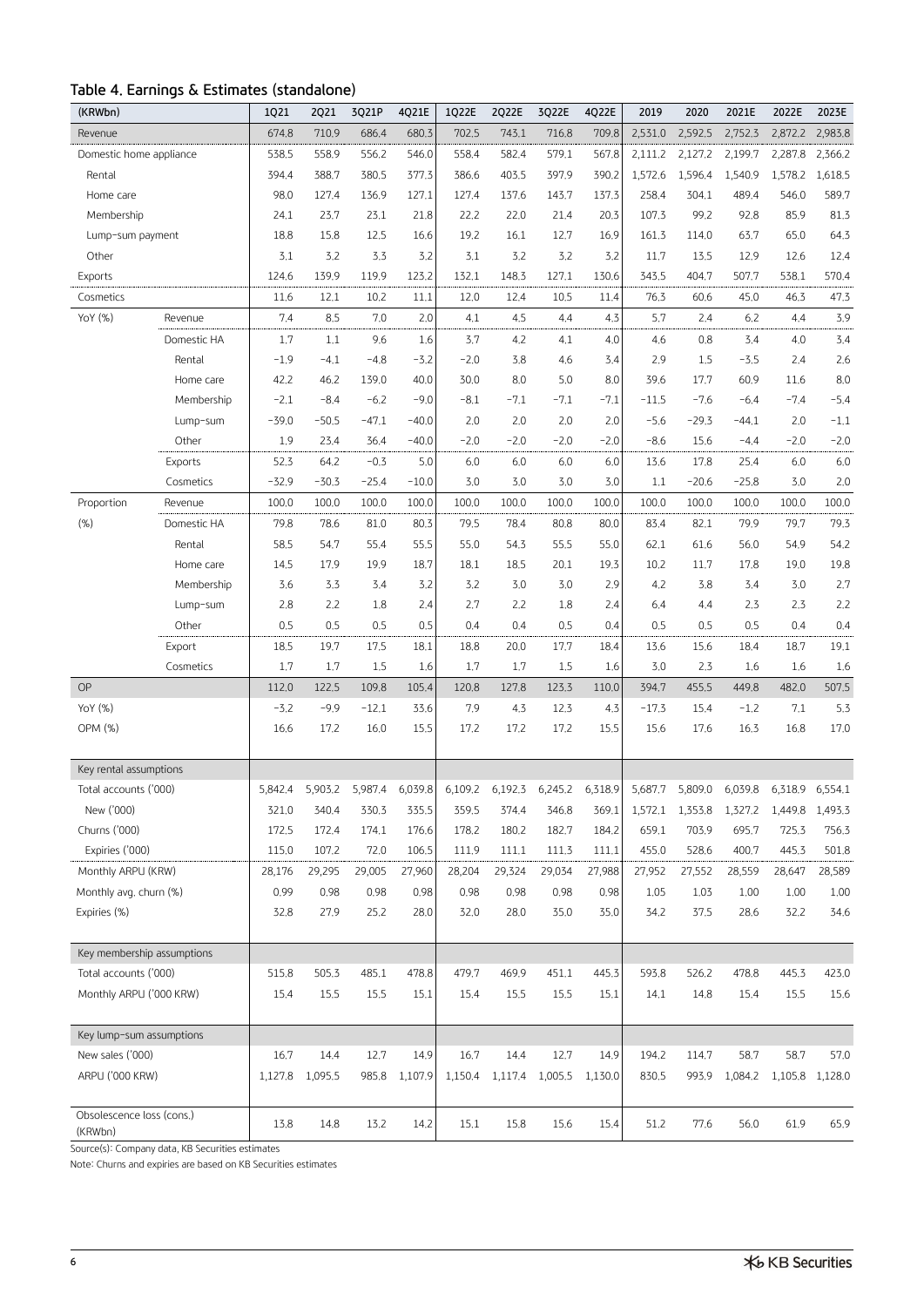## Table 4. Earnings & Estimates (standalone)

| (KRWbn) | | 1Q21 | 2Q21 | 3Q21P | 4Q21E | 1Q22E | 2Q22E | 3Q22E | 4Q22E | 2019 | 2020 | 2021E | 2022E | 2023E |
|---|---|---|---|---|---|---|---|---|---|---|---|---|---|---|
| Revenue | | 674.8 | 710.9 | 686.4 | 680.3 | 702.5 | 743.1 | 716.8 | 709.8 | 2,531.0 | 2,592.5 | 2,752.3 | 2,872.2 | 2,983.8 |
| Domestic home appliance | | 538.5 | 558.9 | 556.2 | 546.0 | 558.4 | 582.4 | 579.1 | 567.8 | 2,111.2 | 2,127.2 | 2,199.7 | 2,287.8 | 2,366.2 |
| Rental | | 394.4 | 388.7 | 380.5 | 377.3 | 386.6 | 403.5 | 397.9 | 390.2 | 1,572.6 | 1,596.4 | 1,540.9 | 1,578.2 | 1,618.5 |
| Home care | | 98.0 | 127.4 | 136.9 | 127.1 | 127.4 | 137.6 | 143.7 | 137.3 | 258.4 | 304.1 | 489.4 | 546.0 | 589.7 |
| Membership | | 24.1 | 23.7 | 23.1 | 21.8 | 22.2 | 22.0 | 21.4 | 20.3 | 107.3 | 99.2 | 92.8 | 85.9 | 81.3 |
| Lump-sum payment | | 18.8 | 15.8 | 12.5 | 16.6 | 19.2 | 16.1 | 12.7 | 16.9 | 161.3 | 114.0 | 63.7 | 65.0 | 64.3 |
| Other | | 3.1 | 3.2 | 3.3 | 3.2 | 3.1 | 3.2 | 3.2 | 3.2 | 11.7 | 13.5 | 12.9 | 12.6 | 12.4 |
| Exports | | 124.6 | 139.9 | 119.9 | 123.2 | 132.1 | 148.3 | 127.1 | 130.6 | 343.5 | 404.7 | 507.7 | 538.1 | 570.4 |
| Cosmetics | | 11.6 | 12.1 | 10.2 | 11.1 | 12.0 | 12.4 | 10.5 | 11.4 | 76.3 | 60.6 | 45.0 | 46.3 | 47.3 |
| YoY (%) | Revenue | 7.4 | 8.5 | 7.0 | 2.0 | 4.1 | 4.5 | 4.4 | 4.3 | 5.7 | 2.4 | 6.2 | 4.4 | 3.9 |
| | Domestic HA | 1.7 | 1.1 | 9.6 | 1.6 | 3.7 | 4.2 | 4.1 | 4.0 | 4.6 | 0.8 | 3.4 | 4.0 | 3.4 |
| | Rental | -1.9 | -4.1 | -4.8 | -3.2 | -2.0 | 3.8 | 4.6 | 3.4 | 2.9 | 1.5 | -3.5 | 2.4 | 2.6 |
| | Home care | 42.2 | 46.2 | 139.0 | 40.0 | 30.0 | 8.0 | 5.0 | 8.0 | 39.6 | 17.7 | 60.9 | 11.6 | 8.0 |
| | Membership | -2.1 | -8.4 | -6.2 | -9.0 | -8.1 | -7.1 | -7.1 | -7.1 | -11.5 | -7.6 | -6.4 | -7.4 | -5.4 |
| | Lump-sum | -39.0 | -50.5 | -47.1 | -40.0 | 2.0 | 2.0 | 2.0 | 2.0 | -5.6 | -29.3 | -44.1 | 2.0 | -1.1 |
| | Other | 1.9 | 23.4 | 36.4 | -40.0 | -2.0 | -2.0 | -2.0 | -2.0 | -8.6 | 15.6 | -4.4 | -2.0 | -2.0 |
| | Exports | 52.3 | 64.2 | -0.3 | 5.0 | 6.0 | 6.0 | 6.0 | 6.0 | 13.6 | 17.8 | 25.4 | 6.0 | 6.0 |
| | Cosmetics | -32.9 | -30.3 | -25.4 | -10.0 | 3.0 | 3.0 | 3.0 | 3.0 | 1.1 | -20.6 | -25.8 | 3.0 | 2.0 |
| Proportion | Revenue | 100.0 | 100.0 | 100.0 | 100.0 | 100.0 | 100.0 | 100.0 | 100.0 | 100.0 | 100.0 | 100.0 | 100.0 | 100.0 |
| (%) | Domestic HA | 79.8 | 78.6 | 81.0 | 80.3 | 79.5 | 78.4 | 80.8 | 80.0 | 83.4 | 82.1 | 79.9 | 79.7 | 79.3 |
| | Rental | 58.5 | 54.7 | 55.4 | 55.5 | 55.0 | 54.3 | 55.5 | 55.0 | 62.1 | 61.6 | 56.0 | 54.9 | 54.2 |
| | Home care | 14.5 | 17.9 | 19.9 | 18.7 | 18.1 | 18.5 | 20.1 | 19.3 | 10.2 | 11.7 | 17.8 | 19.0 | 19.8 |
| | Membership | 3.6 | 3.3 | 3.4 | 3.2 | 3.2 | 3.0 | 3.0 | 2.9 | 4.2 | 3.8 | 3.4 | 3.0 | 2.7 |
| | Lump-sum | 2.8 | 2.2 | 1.8 | 2.4 | 2.7 | 2.2 | 1.8 | 2.4 | 6.4 | 4.4 | 2.3 | 2.3 | 2.2 |
| | Other | 0.5 | 0.5 | 0.5 | 0.5 | 0.4 | 0.4 | 0.5 | 0.4 | 0.5 | 0.5 | 0.5 | 0.4 | 0.4 |
| | Export | 18.5 | 19.7 | 17.5 | 18.1 | 18.8 | 20.0 | 17.7 | 18.4 | 13.6 | 15.6 | 18.4 | 18.7 | 19.1 |
| | Cosmetics | 1.7 | 1.7 | 1.5 | 1.6 | 1.7 | 1.7 | 1.5 | 1.6 | 3.0 | 2.3 | 1.6 | 1.6 | 1.6 |
| OP | | 112.0 | 122.5 | 109.8 | 105.4 | 120.8 | 127.8 | 123.3 | 110.0 | 394.7 | 455.5 | 449.8 | 482.0 | 507.5 |
| YoY (%) | | -3.2 | -9.9 | -12.1 | 33.6 | 7.9 | 4.3 | 12.3 | 4.3 | -17.3 | 15.4 | -1.2 | 7.1 | 5.3 |
| OPM (%) | | 16.6 | 17.2 | 16.0 | 15.5 | 17.2 | 17.2 | 17.2 | 15.5 | 15.6 | 17.6 | 16.3 | 16.8 | 17.0 |
| | | | | | | | | | | | | | | |
| Key rental assumptions | | | | | | | | | | | | | | |
| Total accounts ('000) | | 5,842.4 | 5,903.2 | 5,987.4 | 6,039.8 | 6,109.2 | 6,192.3 | 6,245.2 | 6,318.9 | 5,687.7 | 5,809.0 | 6,039.8 | 6,318.9 | 6,554.1 |
| New ('000) | | 321.0 | 340.4 | 330.3 | 335.5 | 359.5 | 374.4 | 346.8 | 369.1 | 1,572.1 | 1,353.8 | 1,327.2 | 1,449.8 | 1,493.3 |
| Churns ('000) | | 172.5 | 172.4 | 174.1 | 176.6 | 178.2 | 180.2 | 182.7 | 184.2 | 659.1 | 703.9 | 695.7 | 725.3 | 756.3 |
| Expiries ('000) | | 115.0 | 107.2 | 72.0 | 106.5 | 111.9 | 111.1 | 111.3 | 111.1 | 455.0 | 528.6 | 400.7 | 445.3 | 501.8 |
| Monthly ARPU (KRW) | | 28,176 | 29,295 | 29,005 | 27,960 | 28,204 | 29,324 | 29,034 | 27,988 | 27,952 | 27,552 | 28,559 | 28,647 | 28,589 |
| Monthly avg. churn (%) | | 0.99 | 0.98 | 0.98 | 0.98 | 0.98 | 0.98 | 0.98 | 0.98 | 1.05 | 1.03 | 1.00 | 1.00 | 1.00 |
| Expiries (%) | | 32.8 | 27.9 | 25.2 | 28.0 | 32.0 | 28.0 | 35.0 | 35.0 | 34.2 | 37.5 | 28.6 | 32.2 | 34.6 |
| | | | | | | | | | | | | | | |
| Key membership assumptions | | | | | | | | | | | | | | |
| Total accounts ('000) | | 515.8 | 505.3 | 485.1 | 478.8 | 479.7 | 469.9 | 451.1 | 445.3 | 593.8 | 526.2 | 478.8 | 445.3 | 423.0 |
| Monthly ARPU ('000 KRW) | | 15.4 | 15.5 | 15.5 | 15.1 | 15.4 | 15.5 | 15.5 | 15.1 | 14.1 | 14.8 | 15.4 | 15.5 | 15.6 |
| | | | | | | | | | | | | | | |
| Key lump-sum assumptions | | | | | | | | | | | | | | |
| New sales ('000) | | 16.7 | 14.4 | 12.7 | 14.9 | 16.7 | 14.4 | 12.7 | 14.9 | 194.2 | 114.7 | 58.7 | 58.7 | 57.0 |
| ARPU ('000 KRW) | | 1,127.8 | 1,095.5 | 985.8 | 1,107.9 | 1,150.4 | 1,117.4 | 1,005.5 | 1,130.0 | 830.5 | 993.9 | 1,084.2 | 1,105.8 | 1,128.0 |
| | | | | | | | | | | | | | | |
| Obsolescence loss (cons.) (KRWbn) | | 13.8 | 14.8 | 13.2 | 14.2 | 15.1 | 15.8 | 15.6 | 15.4 | 51.2 | 77.6 | 56.0 | 61.9 | 65.9 |

Source(s): Company data, KB Securities estimates

Note: Churns and expiries are based on KB Securities estimates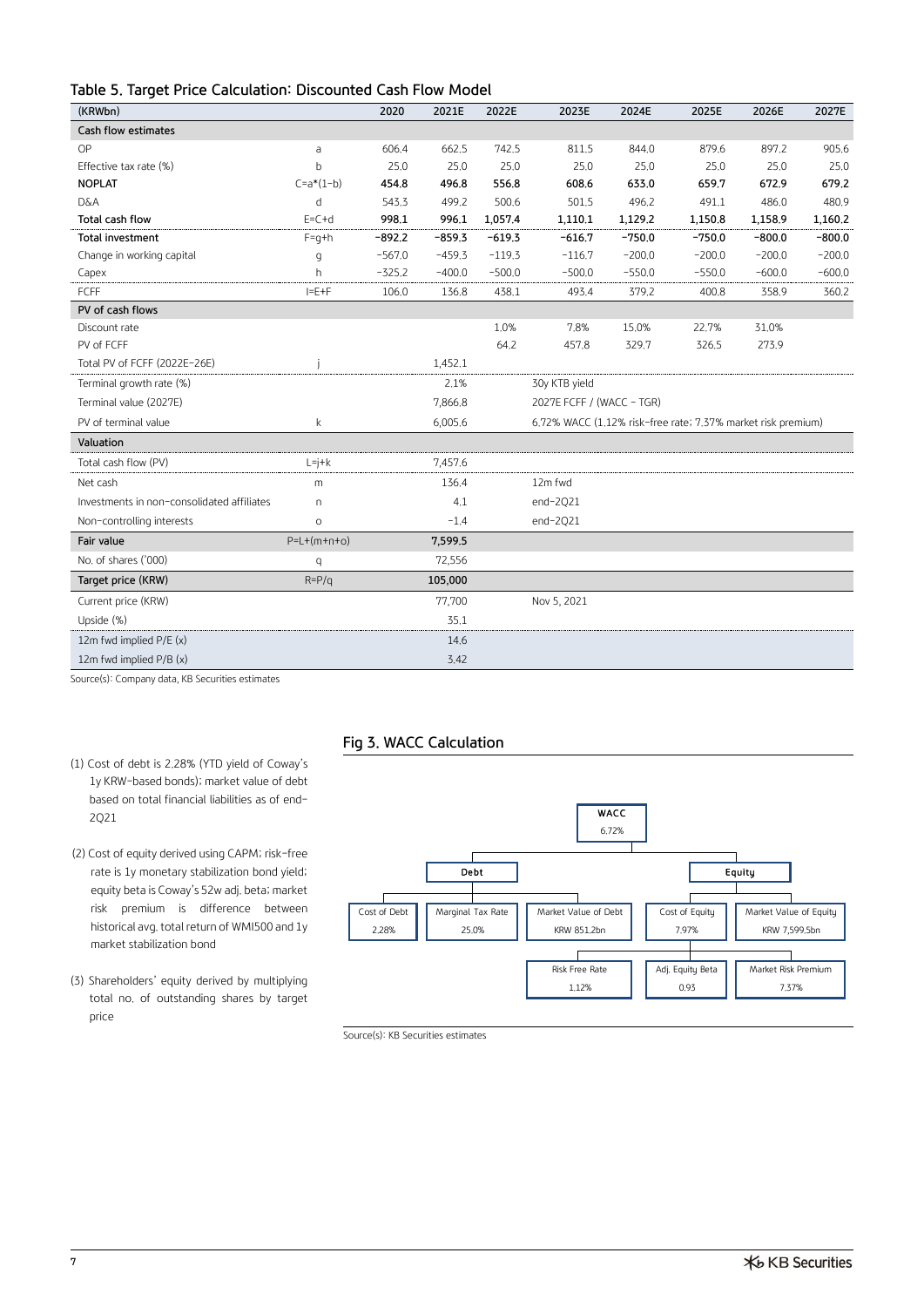### Table 5. Target Price Calculation: Discounted Cash Flow Model

| (KRWbn) | | 2020 | 2021E | 2022E | 2023E | 2024E | 2025E | 2026E | 2027E |
|---|---|---|---|---|---|---|---|---|---|
| **Cash flow estimates** | | | | | | | | | |
| OP | a | 606.4 | 662.5 | 742.5 | 811.5 | 844.0 | 879.6 | 897.2 | 905.6 |
| Effective tax rate (%) | b | 25.0 | 25.0 | 25.0 | 25.0 | 25.0 | 25.0 | 25.0 | 25.0 |
| **NOPLAT** | C=a*(1-b) | **454.8** | **496.8** | **556.8** | **608.6** | **633.0** | **659.7** | **672.9** | **679.2** |
| D&A | d | 543.3 | 499.2 | 500.6 | 501.5 | 496.2 | 491.1 | 486.0 | 480.9 |
| **Total cash flow** | E=C+d | **998.1** | **996.1** | **1,057.4** | **1,110.1** | **1,129.2** | **1,150.8** | **1,158.9** | **1,160.2** |
| **Total investment** | F=g+h | **-892.2** | **-859.3** | **-619.3** | **-616.7** | **-750.0** | **-750.0** | **-800.0** | **-800.0** |
| Change in working capital | g | -567.0 | -459.3 | -119.3 | -116.7 | -200.0 | -200.0 | -200.0 | -200.0 |
| Capex | h | -325.2 | -400.0 | -500.0 | -500.0 | -550.0 | -550.0 | -600.0 | -600.0 |
| FCFF | I=E+F | 106.0 | 136.8 | 438.1 | 493.4 | 379.2 | 400.8 | 358.9 | 360.2 |
| **PV of cash flows** | | | | | | | | | |
| Discount rate | | | | 1.0% | 7.8% | 15.0% | 22.7% | 31.0% | |
| PV of FCFF | | | | 64.2 | 457.8 | 329.7 | 326.5 | 273.9 | |
| Total PV of FCFF (2022E-26E) | j | | 1,452.1 | | | | | | |
| Terminal growth rate (%) | | | 2.1% | | 30y KTB yield | | | | |
| Terminal value (2027E) | | | 7,866.8 | | 2027E FCFF / (WACC - TGR) | | | | |
| PV of terminal value | k | | 6,005.6 | | 6.72% WACC (1.12% risk-free rate; 7.37% market risk premium) | | | | |
| **Valuation** | | | | | | | | | |
| Total cash flow (PV) | L=j+k | | 7,457.6 | | | | | | |
| Net cash | m | | 136.4 | | 12m fwd | | | | |
| Investments in non-consolidated affiliates | n | | 4.1 | | end-2Q21 | | | | |
| Non-controlling interests | o | | -1.4 | | end-2Q21 | | | | |
| **Fair value** | P=L+(m+n+o) | | **7,599.5** | | | | | | |
| No. of shares ('000) | q | | 72,556 | | | | | | |
| **Target price (KRW)** | R=P/q | | **105,000** | | | | | | |
| Current price (KRW) | | | 77,700 | | Nov 5, 2021 | | | | |
| Upside (%) | | | 35.1 | | | | | | |
| 12m fwd implied P/E (x) | | | 14.6 | | | | | | |
| 12m fwd implied P/B (x) | | | 3.42 | | | | | | |

Source(s): Company data, KB Securities estimates

(1) Cost of debt is 2.28% (YTD yield of Coway's 1y KRW-based bonds); market value of debt based on total financial liabilities as of end-2Q21

(2) Cost of equity derived using CAPM; risk-free rate is 1y monetary stabilization bond yield; equity beta is Coway's 52w adj. beta; market risk premium is difference between historical avg. total return of WMI500 and 1y market stabilization bond

(3) Shareholders' equity derived by multiplying total no. of outstanding shares by target price

### Fig 3. WACC Calculation

- **WACC**: 6.72%
  - **Debt**
    - Cost of Debt: 2.28%
    - Marginal Tax Rate: 25.0%
    - Market Value of Debt: KRW 851.2bn
  - **Equity**
    - Cost of Equity: 7.97%
      - Risk Free Rate: 1.12%
      - Adj. Equity Beta: 0.93
      - Market Risk Premium: 7.37%
    - Market Value of Equity: KRW 7,599.5bn

Source(s): KB Securities estimates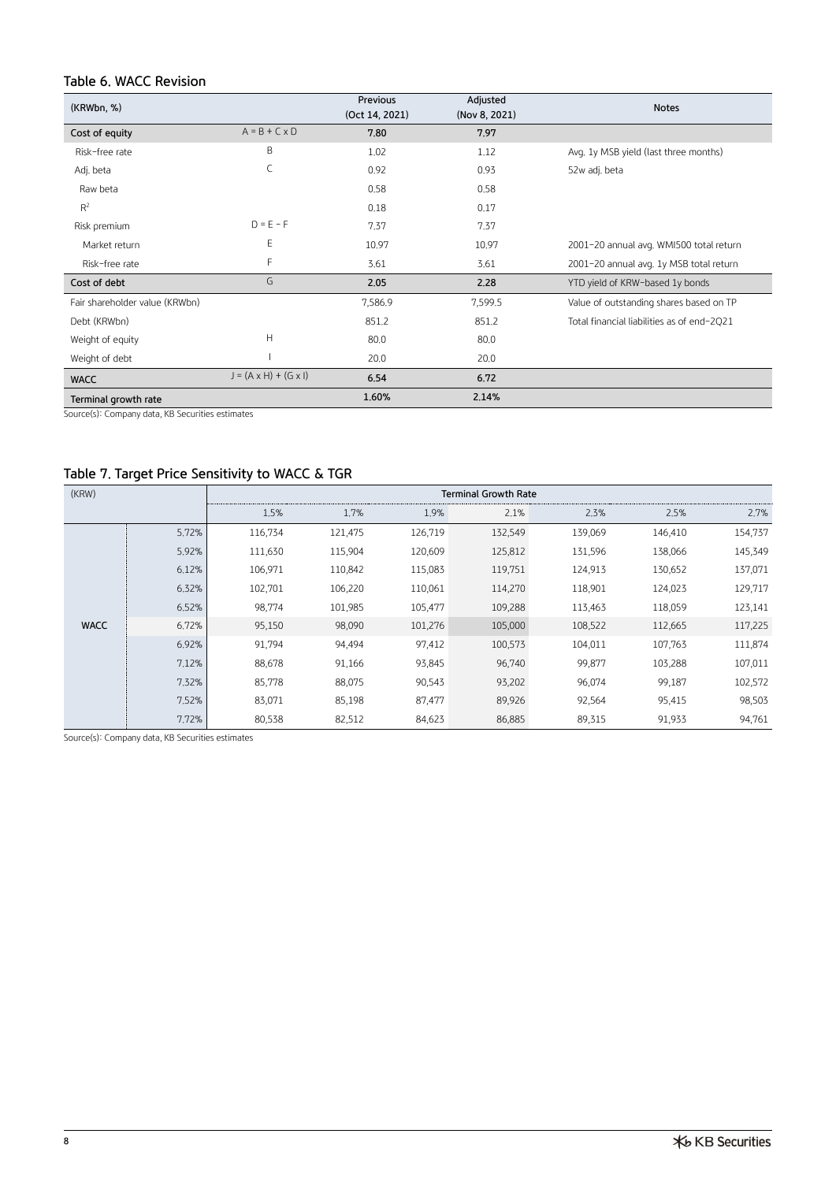### Table 6. WACC Revision

| (KRWbn, %) | | Previous (Oct 14, 2021) | Adjusted (Nov 8, 2021) | Notes |
|---|---|---|---|---|
| **Cost of equity** | A = B + C x D | **7.80** | **7.97** | |
| Risk-free rate | B | 1.02 | 1.12 | Avg. 1y MSB yield (last three months) |
| Adj. beta | C | 0.92 | 0.93 | 52w adj. beta |
| Raw beta | | 0.58 | 0.58 | |
| $R^2$ | | 0.18 | 0.17 | |
| Risk premium | D = E - F | 7.37 | 7.37 | |
| Market return | E | 10.97 | 10.97 | 2001-20 annual avg. WMI500 total return |
| Risk-free rate | F | 3.61 | 3.61 | 2001-20 annual avg. 1y MSB total return |
| **Cost of debt** | G | **2.05** | **2.28** | YTD yield of KRW-based 1y bonds |
| Fair shareholder value (KRWbn) | | 7,586.9 | 7,599.5 | Value of outstanding shares based on TP |
| Debt (KRWbn) | | 851.2 | 851.2 | Total financial liabilities as of end-2Q21 |
| Weight of equity | H | 80.0 | 80.0 | |
| Weight of debt | I | 20.0 | 20.0 | |
| **WACC** | J = (A x H) + (G x I) | **6.54** | **6.72** | |
| **Terminal growth rate** | | **1.60%** | **2.14%** | |

Source(s): Company data, KB Securities estimates

### Table 7. Target Price Sensitivity to WACC & TGR

| (KRW) | | Terminal Growth Rate | | | | | | |
|---|---|---|---|---|---|---|---|---|
| | | 1.5% | 1.7% | 1.9% | 2.1% | 2.3% | 2.5% | 2.7% |
| WACC | 5.72% | 116,734 | 121,475 | 126,719 | 132,549 | 139,069 | 146,410 | 154,737 |
| | 5.92% | 111,630 | 115,904 | 120,609 | 125,812 | 131,596 | 138,066 | 145,349 |
| | 6.12% | 106,971 | 110,842 | 115,083 | 119,751 | 124,913 | 130,652 | 137,071 |
| | 6.32% | 102,701 | 106,220 | 110,061 | 114,270 | 118,901 | 124,023 | 129,717 |
| | 6.52% | 98,774 | 101,985 | 105,477 | 109,288 | 113,463 | 118,059 | 123,141 |
| | 6.72% | 95,150 | 98,090 | 101,276 | 105,000 | 108,522 | 112,665 | 117,225 |
| | 6.92% | 91,794 | 94,494 | 97,412 | 100,573 | 104,011 | 107,763 | 111,874 |
| | 7.12% | 88,678 | 91,166 | 93,845 | 96,740 | 99,877 | 103,288 | 107,011 |
| | 7.32% | 85,778 | 88,075 | 90,543 | 93,202 | 96,074 | 99,187 | 102,572 |
| | 7.52% | 83,071 | 85,198 | 87,477 | 89,926 | 92,564 | 95,415 | 98,503 |
| | 7.72% | 80,538 | 82,512 | 84,623 | 86,885 | 89,315 | 91,933 | 94,761 |

Source(s): Company data, KB Securities estimates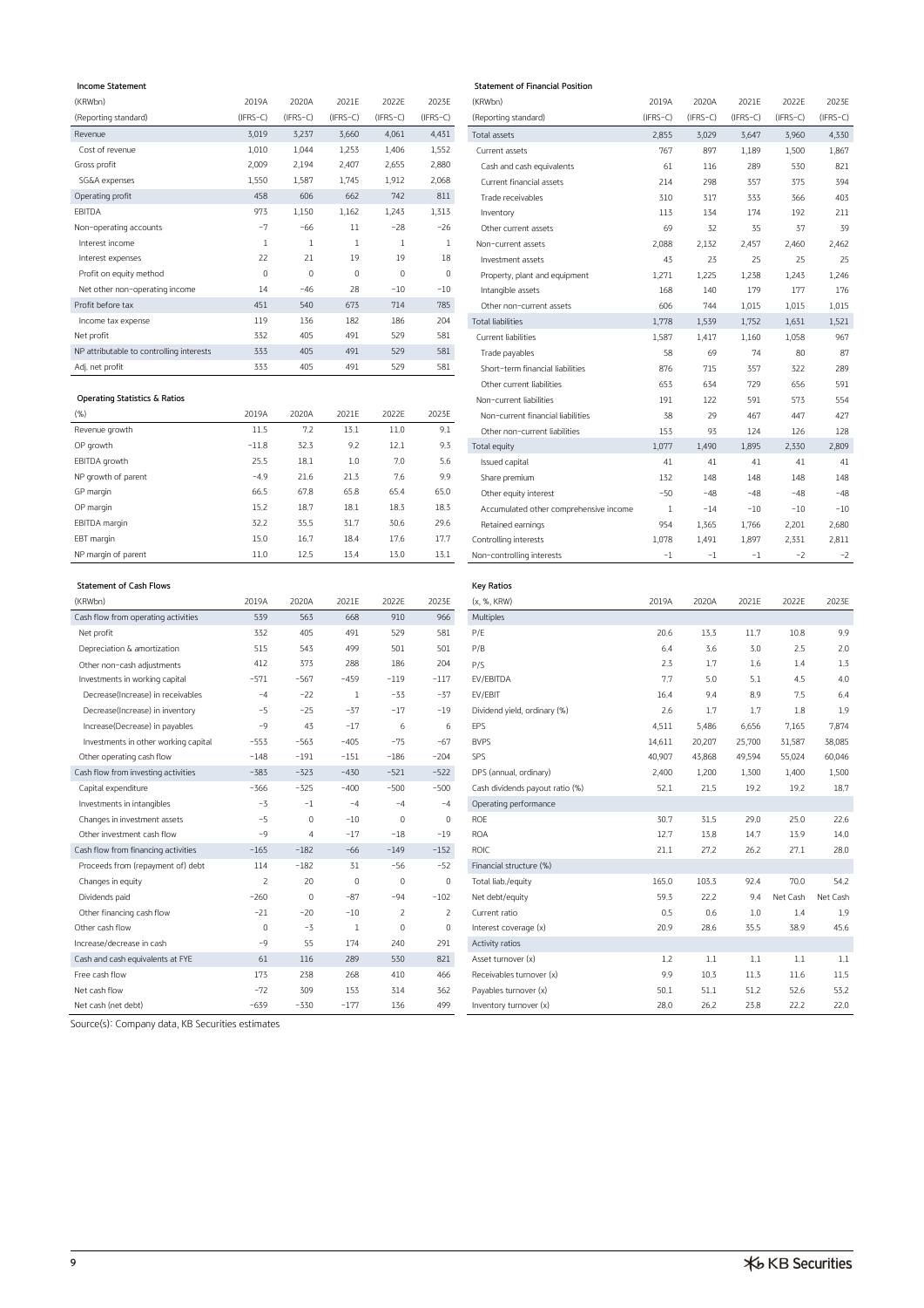### Income Statement

| (KRWbn) | 2019A | 2020A | 2021E | 2022E | 2023E |
|---|---|---|---|---|---|
| (Reporting standard) | (IFRS-C) | (IFRS-C) | (IFRS-C) | (IFRS-C) | (IFRS-C) |
| Revenue | 3,019 | 3,237 | 3,660 | 4,061 | 4,431 |
| Cost of revenue | 1,010 | 1,044 | 1,253 | 1,406 | 1,552 |
| Gross profit | 2,009 | 2,194 | 2,407 | 2,655 | 2,880 |
| SG&A expenses | 1,550 | 1,587 | 1,745 | 1,912 | 2,068 |
| Operating profit | 458 | 606 | 662 | 742 | 811 |
| EBITDA | 973 | 1,150 | 1,162 | 1,243 | 1,313 |
| Non-operating accounts | -7 | -66 | 11 | -28 | -26 |
| Interest income | 1 | 1 | 1 | 1 | 1 |
| Interest expenses | 22 | 21 | 19 | 19 | 18 |
| Profit on equity method | 0 | 0 | 0 | 0 | 0 |
| Net other non-operating income | 14 | -46 | 28 | -10 | -10 |
| Profit before tax | 451 | 540 | 673 | 714 | 785 |
| Income tax expense | 119 | 136 | 182 | 186 | 204 |
| Net profit | 332 | 405 | 491 | 529 | 581 |
| NP attributable to controlling interests | 333 | 405 | 491 | 529 | 581 |
| Adj. net profit | 333 | 405 | 491 | 529 | 581 |

### Operating Statistics & Ratios

| (%) | 2019A | 2020A | 2021E | 2022E | 2023E |
|---|---|---|---|---|---|
| Revenue growth | 11.5 | 7.2 | 13.1 | 11.0 | 9.1 |
| OP growth | -11.8 | 32.3 | 9.2 | 12.1 | 9.3 |
| EBITDA growth | 25.5 | 18.1 | 1.0 | 7.0 | 5.6 |
| NP growth of parent | -4.9 | 21.6 | 21.3 | 7.6 | 9.9 |
| GP margin | 66.5 | 67.8 | 65.8 | 65.4 | 65.0 |
| OP margin | 15.2 | 18.7 | 18.1 | 18.3 | 18.3 |
| EBITDA margin | 32.2 | 35.5 | 31.7 | 30.6 | 29.6 |
| EBT margin | 15.0 | 16.7 | 18.4 | 17.6 | 17.7 |
| NP margin of parent | 11.0 | 12.5 | 13.4 | 13.0 | 13.1 |

### Statement of Cash Flows

| (KRWbn) | 2019A | 2020A | 2021E | 2022E | 2023E |
|---|---|---|---|---|---|
| Cash flow from operating activities | 539 | 563 | 668 | 910 | 966 |
| Net profit | 332 | 405 | 491 | 529 | 581 |
| Depreciation & amortization | 515 | 543 | 499 | 501 | 501 |
| Other non-cash adjustments | 412 | 373 | 288 | 186 | 204 |
| Investments in working capital | -571 | -567 | -459 | -119 | -117 |
| Decrease(Increase) in receivables | -4 | -22 | 1 | -33 | -37 |
| Decrease(Increase) in inventory | -5 | -25 | -37 | -17 | -19 |
| Increase(Decrease) in payables | -9 | 43 | -17 | 6 | 6 |
| Investments in other working capital | -553 | -563 | -405 | -75 | -67 |
| Other operating cash flow | -148 | -191 | -151 | -186 | -204 |
| Cash flow from investing activities | -383 | -323 | -430 | -521 | -522 |
| Capital expenditure | -366 | -325 | -400 | -500 | -500 |
| Investments in intangibles | -3 | -1 | -4 | -4 | -4 |
| Changes in investment assets | -5 | 0 | -10 | 0 | 0 |
| Other investment cash flow | -9 | 4 | -17 | -18 | -19 |
| Cash flow from financing activities | -165 | -182 | -66 | -149 | -152 |
| Proceeds from (repayment of) debt | 114 | -182 | 31 | -56 | -52 |
| Changes in equity | 2 | 20 | 0 | 0 | 0 |
| Dividends paid | -260 | 0 | -87 | -94 | -102 |
| Other financing cash flow | -21 | -20 | -10 | 2 | 2 |
| Other cash flow | 0 | -3 | 1 | 0 | 0 |
| Increase/decrease in cash | -9 | 55 | 174 | 240 | 291 |
| Cash and cash equivalents at FYE | 61 | 116 | 289 | 530 | 821 |
| Free cash flow | 173 | 238 | 268 | 410 | 466 |
| Net cash flow | -72 | 309 | 153 | 314 | 362 |
| Net cash (net debt) | -639 | -330 | -177 | 136 | 499 |

### Statement of Financial Position

| (KRWbn) | 2019A | 2020A | 2021E | 2022E | 2023E |
|---|---|---|---|---|---|
| (Reporting standard) | (IFRS-C) | (IFRS-C) | (IFRS-C) | (IFRS-C) | (IFRS-C) |
| Total assets | 2,855 | 3,029 | 3,647 | 3,960 | 4,330 |
| Current assets | 767 | 897 | 1,189 | 1,500 | 1,867 |
| Cash and cash equivalents | 61 | 116 | 289 | 530 | 821 |
| Current financial assets | 214 | 298 | 357 | 375 | 394 |
| Trade receivables | 310 | 317 | 333 | 366 | 403 |
| Inventory | 113 | 134 | 174 | 192 | 211 |
| Other current assets | 69 | 32 | 35 | 37 | 39 |
| Non-current assets | 2,088 | 2,132 | 2,457 | 2,460 | 2,462 |
| Investment assets | 43 | 23 | 25 | 25 | 25 |
| Property, plant and equipment | 1,271 | 1,225 | 1,238 | 1,243 | 1,246 |
| Intangible assets | 168 | 140 | 179 | 177 | 176 |
| Other non-current assets | 606 | 744 | 1,015 | 1,015 | 1,015 |
| Total liabilities | 1,778 | 1,539 | 1,752 | 1,631 | 1,521 |
| Current liabilities | 1,587 | 1,417 | 1,160 | 1,058 | 967 |
| Trade payables | 58 | 69 | 74 | 80 | 87 |
| Short-term financial liabilities | 876 | 715 | 357 | 322 | 289 |
| Other current liabilities | 653 | 634 | 729 | 656 | 591 |
| Non-current liabilities | 191 | 122 | 591 | 573 | 554 |
| Non-current financial liabilities | 38 | 29 | 467 | 447 | 427 |
| Other non-current liabilities | 153 | 93 | 124 | 126 | 128 |
| Total equity | 1,077 | 1,490 | 1,895 | 2,330 | 2,809 |
| Issued capital | 41 | 41 | 41 | 41 | 41 |
| Share premium | 132 | 148 | 148 | 148 | 148 |
| Other equity interest | -50 | -48 | -48 | -48 | -48 |
| Accumulated other comprehensive income | 1 | -14 | -10 | -10 | -10 |
| Retained earnings | 954 | 1,365 | 1,766 | 2,201 | 2,680 |
| Controlling interests | 1,078 | 1,491 | 1,897 | 2,331 | 2,811 |
| Non-controlling interests | -1 | -1 | -1 | -2 | -2 |

### Key Ratios

| (x, %, KRW) | 2019A | 2020A | 2021E | 2022E | 2023E |
|---|---|---|---|---|---|
| Multiples | | | | | |
| P/E | 20.6 | 13.3 | 11.7 | 10.8 | 9.9 |
| P/B | 6.4 | 3.6 | 3.0 | 2.5 | 2.0 |
| P/S | 2.3 | 1.7 | 1.6 | 1.4 | 1.3 |
| EV/EBITDA | 7.7 | 5.0 | 5.1 | 4.5 | 4.0 |
| EV/EBIT | 16.4 | 9.4 | 8.9 | 7.5 | 6.4 |
| Dividend yield, ordinary (%) | 2.6 | 1.7 | 1.7 | 1.8 | 1.9 |
| EPS | 4,511 | 5,486 | 6,656 | 7,165 | 7,874 |
| BVPS | 14,611 | 20,207 | 25,700 | 31,587 | 38,085 |
| SPS | 40,907 | 43,868 | 49,594 | 55,024 | 60,046 |
| DPS (annual, ordinary) | 2,400 | 1,200 | 1,300 | 1,400 | 1,500 |
| Cash dividends payout ratio (%) | 52.1 | 21.5 | 19.2 | 19.2 | 18.7 |
| Operating performance | | | | | |
| ROE | 30.7 | 31.5 | 29.0 | 25.0 | 22.6 |
| ROA | 12.7 | 13.8 | 14.7 | 13.9 | 14.0 |
| ROIC | 21.1 | 27.2 | 26.2 | 27.1 | 28.0 |
| Financial structure (%) | | | | | |
| Total liab./equity | 165.0 | 103.3 | 92.4 | 70.0 | 54.2 |
| Net debt/equity | 59.3 | 22.2 | 9.4 | Net Cash | Net Cash |
| Current ratio | 0.5 | 0.6 | 1.0 | 1.4 | 1.9 |
| Interest coverage (x) | 20.9 | 28.6 | 35.5 | 38.9 | 45.6 |
| Activity ratios | | | | | |
| Asset turnover (x) | 1.2 | 1.1 | 1.1 | 1.1 | 1.1 |
| Receivables turnover (x) | 9.9 | 10.3 | 11.3 | 11.6 | 11.5 |
| Payables turnover (x) | 50.1 | 51.1 | 51.2 | 52.6 | 53.2 |
| Inventory turnover (x) | 28.0 | 26.2 | 23.8 | 22.2 | 22.0 |

Source(s): Company data, KB Securities estimates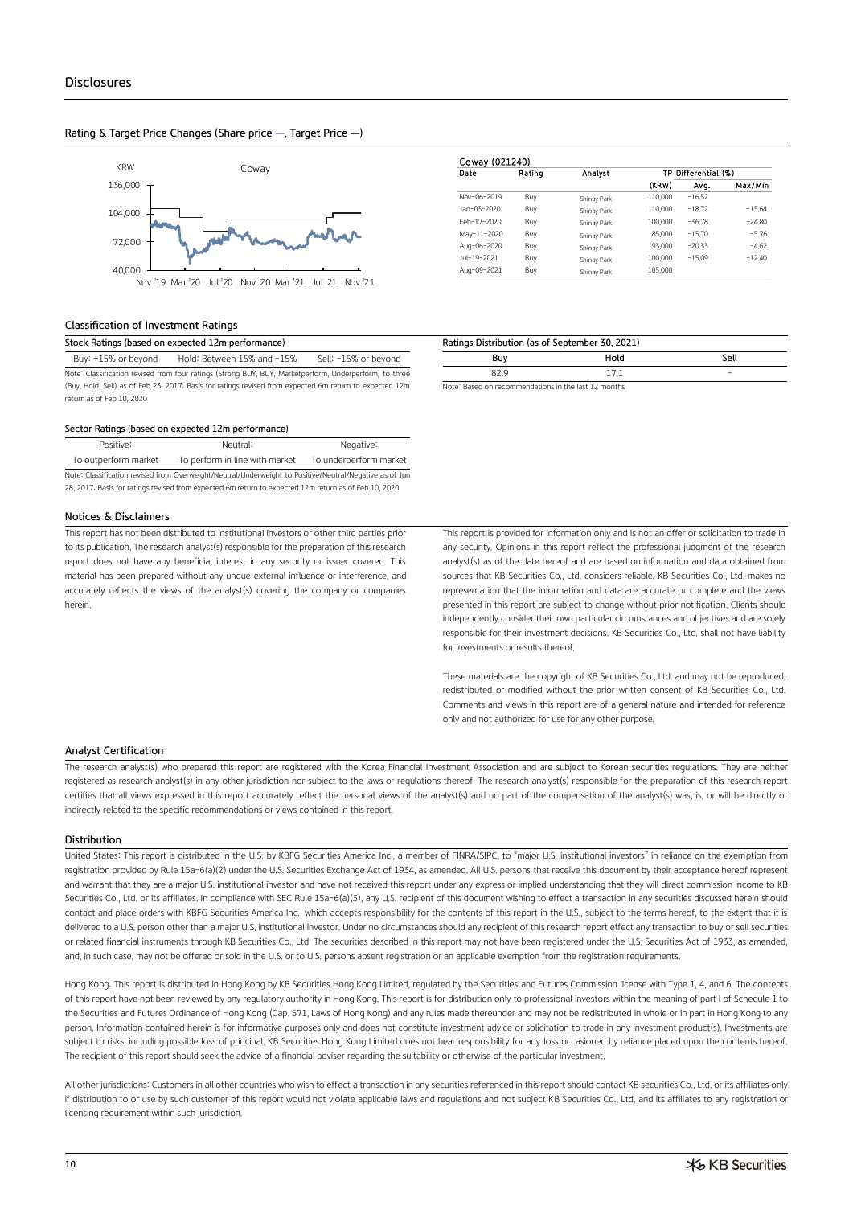## Disclosures

### Rating & Target Price Changes (Share price —, Target Price —)

KRW

Coway

136,000

104,000

72,000

40,000

Nov '19 Mar '20 Jul '20 Nov '20 Mar '21 Jul '21 Nov '21

Coway (021240)

| Date | Rating | Analyst | TP (KRW) | Differential (%) Avg. | Max/Min |
|---|---|---|---|---|---|
| Nov-06-2019 | Buy | Shinay Park | 110,000 | -16.52 | |
| Jan-03-2020 | Buy | Shinay Park | 110,000 | -18.72 | -15.64 |
| Feb-17-2020 | Buy | Shinay Park | 100,000 | -36.78 | -24.80 |
| May-11-2020 | Buy | Shinay Park | 85,000 | -15.70 | -5.76 |
| Aug-06-2020 | Buy | Shinay Park | 93,000 | -20.33 | -4.62 |
| Jul-19-2021 | Buy | Shinay Park | 100,000 | -15.09 | -12.40 |
| Aug-09-2021 | Buy | Shinay Park | 105,000 | | |

### Classification of Investment Ratings

Stock Ratings (based on expected 12m performance)

| Buy: +15% or beyond | Hold: Between 15% and -15% | Sell: -15% or beyond |
|---|---|---|

Note: Classification revised from four ratings (Strong BUY, BUY, Marketperform, Underperform) to three (Buy, Hold, Sell) as of Feb 23, 2017; Basis for ratings revised from expected 6m return to expected 12m return as of Feb 10, 2020

Ratings Distribution (as of September 30, 2021)

| Buy | Hold | Sell |
|---|---|---|
| 82.9 | 17.1 | - |

Note: Based on recommendations in the last 12 months

Sector Ratings (based on expected 12m performance)

| Positive: | Neutral: | Negative: |
|---|---|---|
| To outperform market | To perform in line with market | To underperform market |

Note: Classification revised from Overweight/Neutral/Underweight to Positive/Neutral/Negative as of Jun 28, 2017; Basis for ratings revised from expected 6m return to expected 12m return as of Feb 10, 2020

### Notices & Disclaimers

This report has not been distributed to institutional investors or other third parties prior to its publication. The research analyst(s) responsible for the preparation of this research report does not have any beneficial interest in any security or issuer covered. This material has been prepared without any undue external influence or interference, and accurately reflects the views of the analyst(s) covering the company or companies herein.

This report is provided for information only and is not an offer or solicitation to trade in any security. Opinions in this report reflect the professional judgment of the research analyst(s) as of the date hereof and are based on information and data obtained from sources that KB Securities Co., Ltd. considers reliable. KB Securities Co., Ltd. makes no representation that the information and data are accurate or complete and the views presented in this report are subject to change without prior notification. Clients should independently consider their own particular circumstances and objectives and are solely responsible for their investment decisions. KB Securities Co., Ltd. shall not have liability for investments or results thereof.

These materials are the copyright of KB Securities Co., Ltd. and may not be reproduced, redistributed or modified without the prior written consent of KB Securities Co., Ltd. Comments and views in this report are of a general nature and intended for reference only and not authorized for use for any other purpose.

### Analyst Certification

The research analyst(s) who prepared this report are registered with the Korea Financial Investment Association and are subject to Korean securities regulations. They are neither registered as research analyst(s) in any other jurisdiction nor subject to the laws or regulations thereof. The research analyst(s) responsible for the preparation of this research report certifies that all views expressed in this report accurately reflect the personal views of the analyst(s) and no part of the compensation of the analyst(s) was, is, or will be directly or indirectly related to the specific recommendations or views contained in this report.

### Distribution

United States: This report is distributed in the U.S. by KBFG Securities America Inc., a member of FINRA/SIPC, to "major U.S. institutional investors" in reliance on the exemption from registration provided by Rule 15a-6(a)(2) under the U.S. Securities Exchange Act of 1934, as amended. All U.S. persons that receive this document by their acceptance hereof represent and warrant that they are a major U.S. institutional investor and have not received this report under any express or implied understanding that they will direct commission income to KB Securities Co., Ltd. or its affiliates. In compliance with SEC Rule 15a-6(a)(3), any U.S. recipient of this document wishing to effect a transaction in any securities discussed herein should contact and place orders with KBFG Securities America Inc., which accepts responsibility for the contents of this report in the U.S., subject to the terms hereof, to the extent that it is delivered to a U.S. person other than a major U.S. institutional investor. Under no circumstances should any recipient of this research report effect any transaction to buy or sell securities or related financial instruments through KB Securities Co., Ltd. The securities described in this report may not have been registered under the U.S. Securities Act of 1933, as amended, and, in such case, may not be offered or sold in the U.S. or to U.S. persons absent registration or an applicable exemption from the registration requirements.

Hong Kong: This report is distributed in Hong Kong by KB Securities Hong Kong Limited, regulated by the Securities and Futures Commission license with Type 1, 4, and 6. The contents of this report have not been reviewed by any regulatory authority in Hong Kong. This report is for distribution only to professional investors within the meaning of part I of Schedule 1 to the Securities and Futures Ordinance of Hong Kong (Cap. 571, Laws of Hong Kong) and any rules made thereunder and may not be redistributed in whole or in part in Hong Kong to any person. Information contained herein is for informative purposes only and does not constitute investment advice or solicitation to trade in any investment product(s). Investments are subject to risks, including possible loss of principal. KB Securities Hong Kong Limited does not bear responsibility for any loss occasioned by reliance placed upon the contents hereof. The recipient of this report should seek the advice of a financial adviser regarding the suitability or otherwise of the particular investment.

All other jurisdictions: Customers in all other countries who wish to effect a transaction in any securities referenced in this report should contact KB securities Co., Ltd. or its affiliates only if distribution to or use by such customer of this report would not violate applicable laws and regulations and not subject KB Securities Co., Ltd. and its affiliates to any registration or licensing requirement within such jurisdiction.